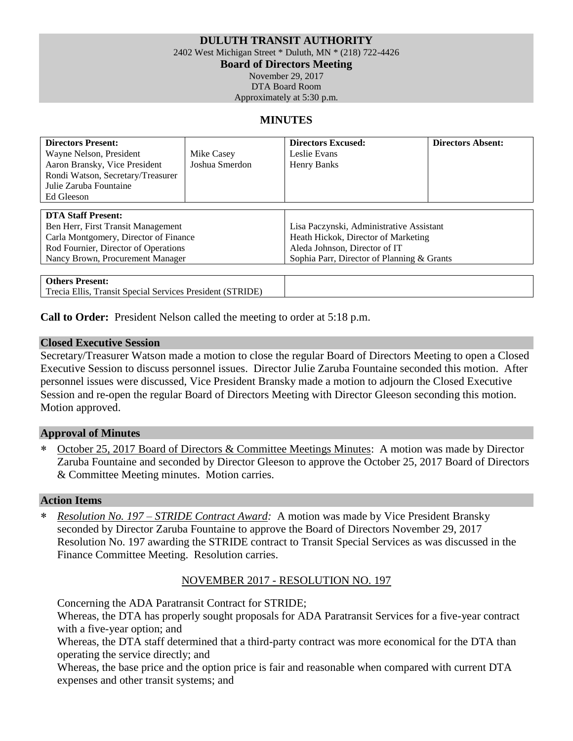# DULUTH TRANSIT AUTHORITY

2402 West Michigan Street * Duluth, MN * (218) 722-4426

**Board of Directors Meeting**

November 29, 2017

DTA Board Room

Approximately at 5:30 p.m.

## MINUTES

| **Directors Present:** | | **Directors Excused:** | **Directors Absent:** |
|---|---|---|---|
| Wayne Nelson, President | Mike Casey | Leslie Evans | |
| Aaron Bransky, Vice President | Joshua Smerdon | Henry Banks | |
| Rondi Watson, Secretary/Treasurer | | | |
| Julie Zaruba Fountaine | | | |
| Ed Gleeson | | | |

| **DTA Staff Present:** | |
|---|---|
| Ben Herr, First Transit Management | Lisa Paczynski, Administrative Assistant |
| Carla Montgomery, Director of Finance | Heath Hickok, Director of Marketing |
| Rod Fournier, Director of Operations | Aleda Johnson, Director of IT |
| Nancy Brown, Procurement Manager | Sophia Parr, Director of Planning & Grants |

| **Others Present:** | |
|---|---|
| Trecia Ellis, Transit Special Services President (STRIDE) | |

**Call to Order:** President Nelson called the meeting to order at 5:18 p.m.

### Closed Executive Session

Secretary/Treasurer Watson made a motion to close the regular Board of Directors Meeting to open a Closed Executive Session to discuss personnel issues. Director Julie Zaruba Fountaine seconded this motion. After personnel issues were discussed, Vice President Bransky made a motion to adjourn the Closed Executive Session and re-open the regular Board of Directors Meeting with Director Gleeson seconding this motion. Motion approved.

### Approval of Minutes

* October 25, 2017 Board of Directors & Committee Meetings Minutes: A motion was made by Director Zaruba Fountaine and seconded by Director Gleeson to approve the October 25, 2017 Board of Directors & Committee Meeting minutes. Motion carries.

### Action Items

* *Resolution No. 197 – STRIDE Contract Award:* A motion was made by Vice President Bransky seconded by Director Zaruba Fountaine to approve the Board of Directors November 29, 2017 Resolution No. 197 awarding the STRIDE contract to Transit Special Services as was discussed in the Finance Committee Meeting. Resolution carries.

NOVEMBER 2017 - RESOLUTION NO. 197

Concerning the ADA Paratransit Contract for STRIDE;

Whereas, the DTA has properly sought proposals for ADA Paratransit Services for a five-year contract with a five-year option; and

Whereas, the DTA staff determined that a third-party contract was more economical for the DTA than operating the service directly; and

Whereas, the base price and the option price is fair and reasonable when compared with current DTA expenses and other transit systems; and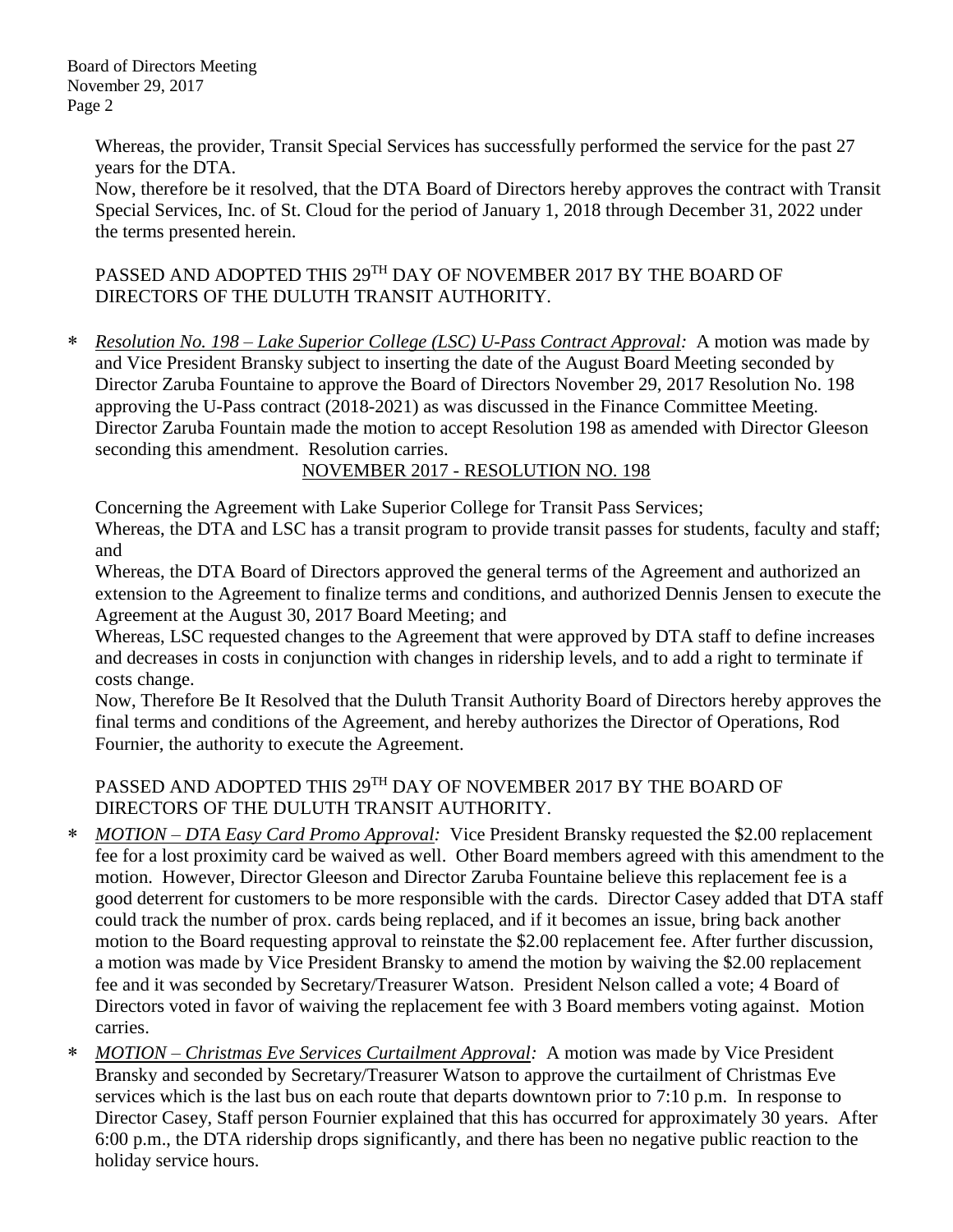Whereas, the provider, Transit Special Services has successfully performed the service for the past 27 years for the DTA.

Now, therefore be it resolved, that the DTA Board of Directors hereby approves the contract with Transit Special Services, Inc. of St. Cloud for the period of January 1, 2018 through December 31, 2022 under the terms presented herein.

PASSED AND ADOPTED THIS 29TH DAY OF NOVEMBER 2017 BY THE BOARD OF DIRECTORS OF THE DULUTH TRANSIT AUTHORITY.

* *Resolution No. 198 – Lake Superior College (LSC) U-Pass Contract Approval:* A motion was made by and Vice President Bransky subject to inserting the date of the August Board Meeting seconded by Director Zaruba Fountaine to approve the Board of Directors November 29, 2017 Resolution No. 198 approving the U-Pass contract (2018-2021) as was discussed in the Finance Committee Meeting. Director Zaruba Fountain made the motion to accept Resolution 198 as amended with Director Gleeson seconding this amendment. Resolution carries.

NOVEMBER 2017 - RESOLUTION NO. 198

Concerning the Agreement with Lake Superior College for Transit Pass Services;

Whereas, the DTA and LSC has a transit program to provide transit passes for students, faculty and staff; and

Whereas, the DTA Board of Directors approved the general terms of the Agreement and authorized an extension to the Agreement to finalize terms and conditions, and authorized Dennis Jensen to execute the Agreement at the August 30, 2017 Board Meeting; and

Whereas, LSC requested changes to the Agreement that were approved by DTA staff to define increases and decreases in costs in conjunction with changes in ridership levels, and to add a right to terminate if costs change.

Now, Therefore Be It Resolved that the Duluth Transit Authority Board of Directors hereby approves the final terms and conditions of the Agreement, and hereby authorizes the Director of Operations, Rod Fournier, the authority to execute the Agreement.

PASSED AND ADOPTED THIS 29TH DAY OF NOVEMBER 2017 BY THE BOARD OF DIRECTORS OF THE DULUTH TRANSIT AUTHORITY.

* *MOTION – DTA Easy Card Promo Approval:* Vice President Bransky requested the $2.00 replacement fee for a lost proximity card be waived as well. Other Board members agreed with this amendment to the motion. However, Director Gleeson and Director Zaruba Fountaine believe this replacement fee is a good deterrent for customers to be more responsible with the cards. Director Casey added that DTA staff could track the number of prox. cards being replaced, and if it becomes an issue, bring back another motion to the Board requesting approval to reinstate the $2.00 replacement fee. After further discussion, a motion was made by Vice President Bransky to amend the motion by waiving the $2.00 replacement fee and it was seconded by Secretary/Treasurer Watson. President Nelson called a vote; 4 Board of Directors voted in favor of waiving the replacement fee with 3 Board members voting against. Motion carries.
* *MOTION – Christmas Eve Services Curtailment Approval:* A motion was made by Vice President Bransky and seconded by Secretary/Treasurer Watson to approve the curtailment of Christmas Eve services which is the last bus on each route that departs downtown prior to 7:10 p.m. In response to Director Casey, Staff person Fournier explained that this has occurred for approximately 30 years. After 6:00 p.m., the DTA ridership drops significantly, and there has been no negative public reaction to the holiday service hours.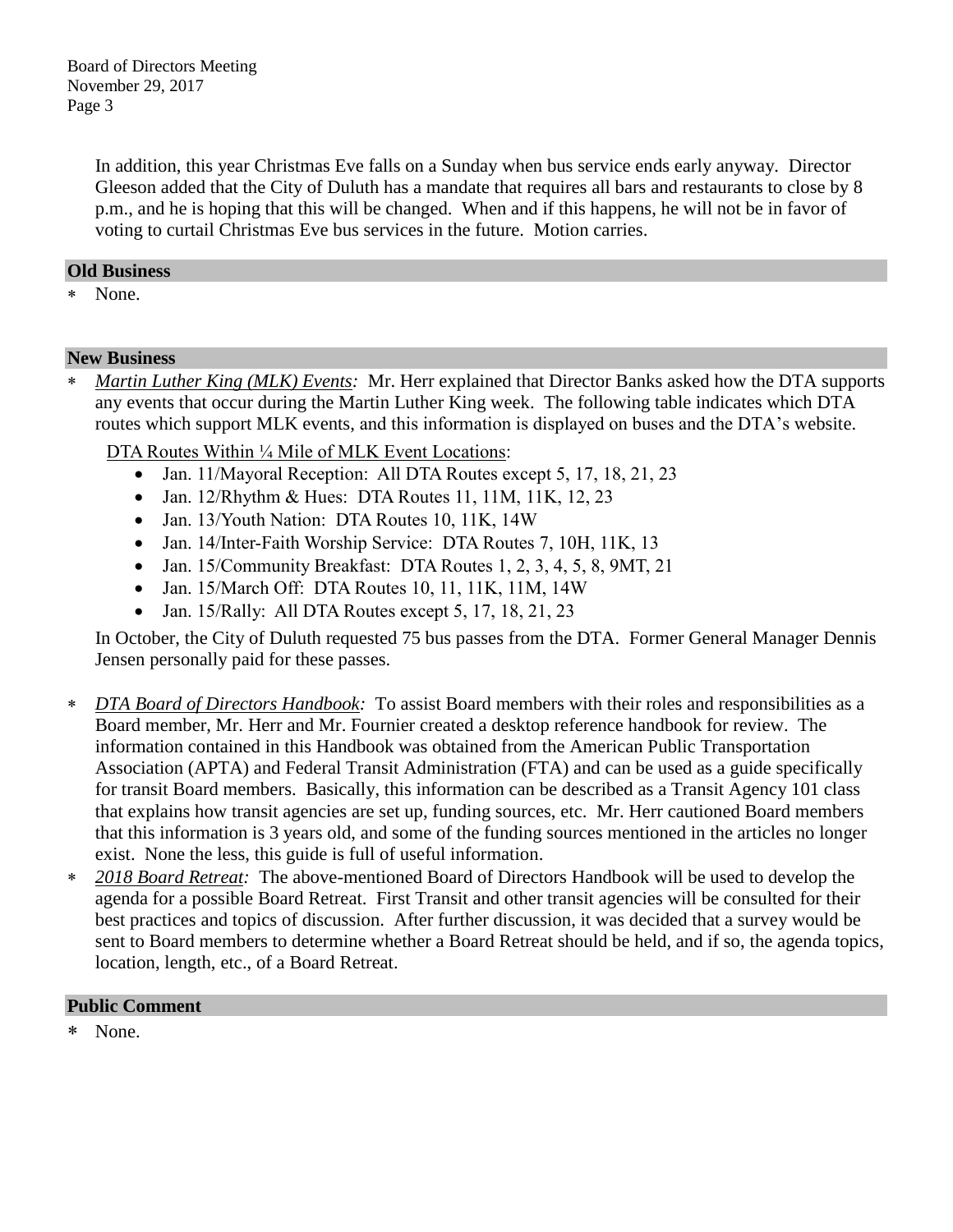In addition, this year Christmas Eve falls on a Sunday when bus service ends early anyway. Director Gleeson added that the City of Duluth has a mandate that requires all bars and restaurants to close by 8 p.m., and he is hoping that this will be changed. When and if this happens, he will not be in favor of voting to curtail Christmas Eve bus services in the future. Motion carries.

## Old Business

* None.

## New Business

* *Martin Luther King (MLK) Events:* Mr. Herr explained that Director Banks asked how the DTA supports any events that occur during the Martin Luther King week. The following table indicates which DTA routes which support MLK events, and this information is displayed on buses and the DTA's website.

  DTA Routes Within ¼ Mile of MLK Event Locations:

  - Jan. 11/Mayoral Reception: All DTA Routes except 5, 17, 18, 21, 23
  - Jan. 12/Rhythm & Hues: DTA Routes 11, 11M, 11K, 12, 23
  - Jan. 13/Youth Nation: DTA Routes 10, 11K, 14W
  - Jan. 14/Inter-Faith Worship Service: DTA Routes 7, 10H, 11K, 13
  - Jan. 15/Community Breakfast: DTA Routes 1, 2, 3, 4, 5, 8, 9MT, 21
  - Jan. 15/March Off: DTA Routes 10, 11, 11K, 11M, 14W
  - Jan. 15/Rally: All DTA Routes except 5, 17, 18, 21, 23

  In October, the City of Duluth requested 75 bus passes from the DTA. Former General Manager Dennis Jensen personally paid for these passes.

* *DTA Board of Directors Handbook:* To assist Board members with their roles and responsibilities as a Board member, Mr. Herr and Mr. Fournier created a desktop reference handbook for review. The information contained in this Handbook was obtained from the American Public Transportation Association (APTA) and Federal Transit Administration (FTA) and can be used as a guide specifically for transit Board members. Basically, this information can be described as a Transit Agency 101 class that explains how transit agencies are set up, funding sources, etc. Mr. Herr cautioned Board members that this information is 3 years old, and some of the funding sources mentioned in the articles no longer exist. None the less, this guide is full of useful information.
* *2018 Board Retreat:* The above-mentioned Board of Directors Handbook will be used to develop the agenda for a possible Board Retreat. First Transit and other transit agencies will be consulted for their best practices and topics of discussion. After further discussion, it was decided that a survey would be sent to Board members to determine whether a Board Retreat should be held, and if so, the agenda topics, location, length, etc., of a Board Retreat.

## Public Comment

* None.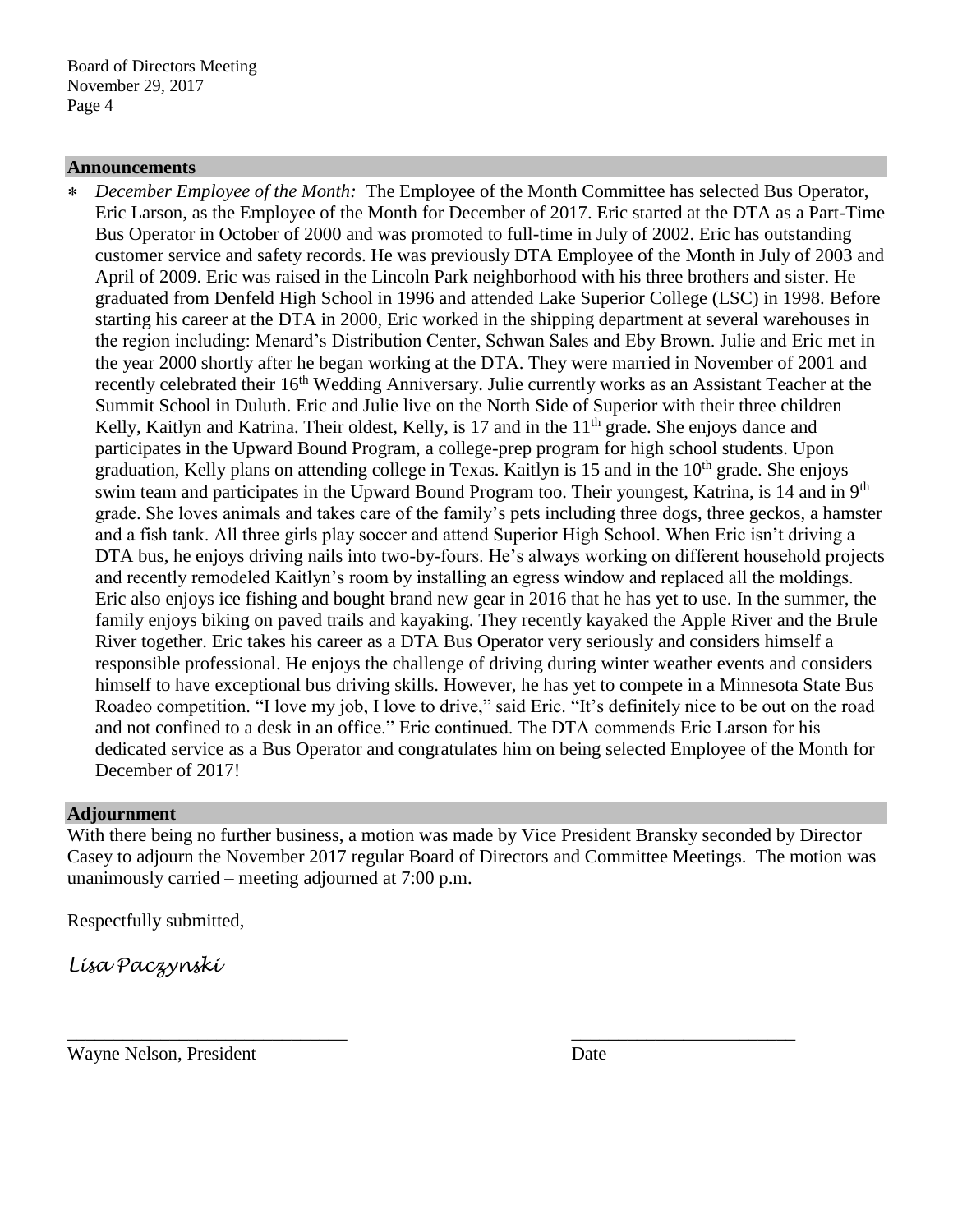## Announcements

* *December Employee of the Month:* The Employee of the Month Committee has selected Bus Operator, Eric Larson, as the Employee of the Month for December of 2017. Eric started at the DTA as a Part-Time Bus Operator in October of 2000 and was promoted to full-time in July of 2002. Eric has outstanding customer service and safety records. He was previously DTA Employee of the Month in July of 2003 and April of 2009. Eric was raised in the Lincoln Park neighborhood with his three brothers and sister. He graduated from Denfeld High School in 1996 and attended Lake Superior College (LSC) in 1998. Before starting his career at the DTA in 2000, Eric worked in the shipping department at several warehouses in the region including: Menard's Distribution Center, Schwan Sales and Eby Brown. Julie and Eric met in the year 2000 shortly after he began working at the DTA. They were married in November of 2001 and recently celebrated their 16th Wedding Anniversary. Julie currently works as an Assistant Teacher at the Summit School in Duluth. Eric and Julie live on the North Side of Superior with their three children Kelly, Kaitlyn and Katrina. Their oldest, Kelly, is 17 and in the 11th grade. She enjoys dance and participates in the Upward Bound Program, a college-prep program for high school students. Upon graduation, Kelly plans on attending college in Texas. Kaitlyn is 15 and in the 10th grade. She enjoys swim team and participates in the Upward Bound Program too. Their youngest, Katrina, is 14 and in 9th grade. She loves animals and takes care of the family's pets including three dogs, three geckos, a hamster and a fish tank. All three girls play soccer and attend Superior High School. When Eric isn't driving a DTA bus, he enjoys driving nails into two-by-fours. He's always working on different household projects and recently remodeled Kaitlyn's room by installing an egress window and replaced all the moldings. Eric also enjoys ice fishing and bought brand new gear in 2016 that he has yet to use. In the summer, the family enjoys biking on paved trails and kayaking. They recently kayaked the Apple River and the Brule River together. Eric takes his career as a DTA Bus Operator very seriously and considers himself a responsible professional. He enjoys the challenge of driving during winter weather events and considers himself to have exceptional bus driving skills. However, he has yet to compete in a Minnesota State Bus Roadeo competition. "I love my job, I love to drive," said Eric. "It's definitely nice to be out on the road and not confined to a desk in an office." Eric continued. The DTA commends Eric Larson for his dedicated service as a Bus Operator and congratulates him on being selected Employee of the Month for December of 2017!

## Adjournment

With there being no further business, a motion was made by Vice President Bransky seconded by Director Casey to adjourn the November 2017 regular Board of Directors and Committee Meetings. The motion was unanimously carried – meeting adjourned at 7:00 p.m.

Respectfully submitted,

*Lisa Paczynski*

______________________________ ________________________

Wayne Nelson, President Date